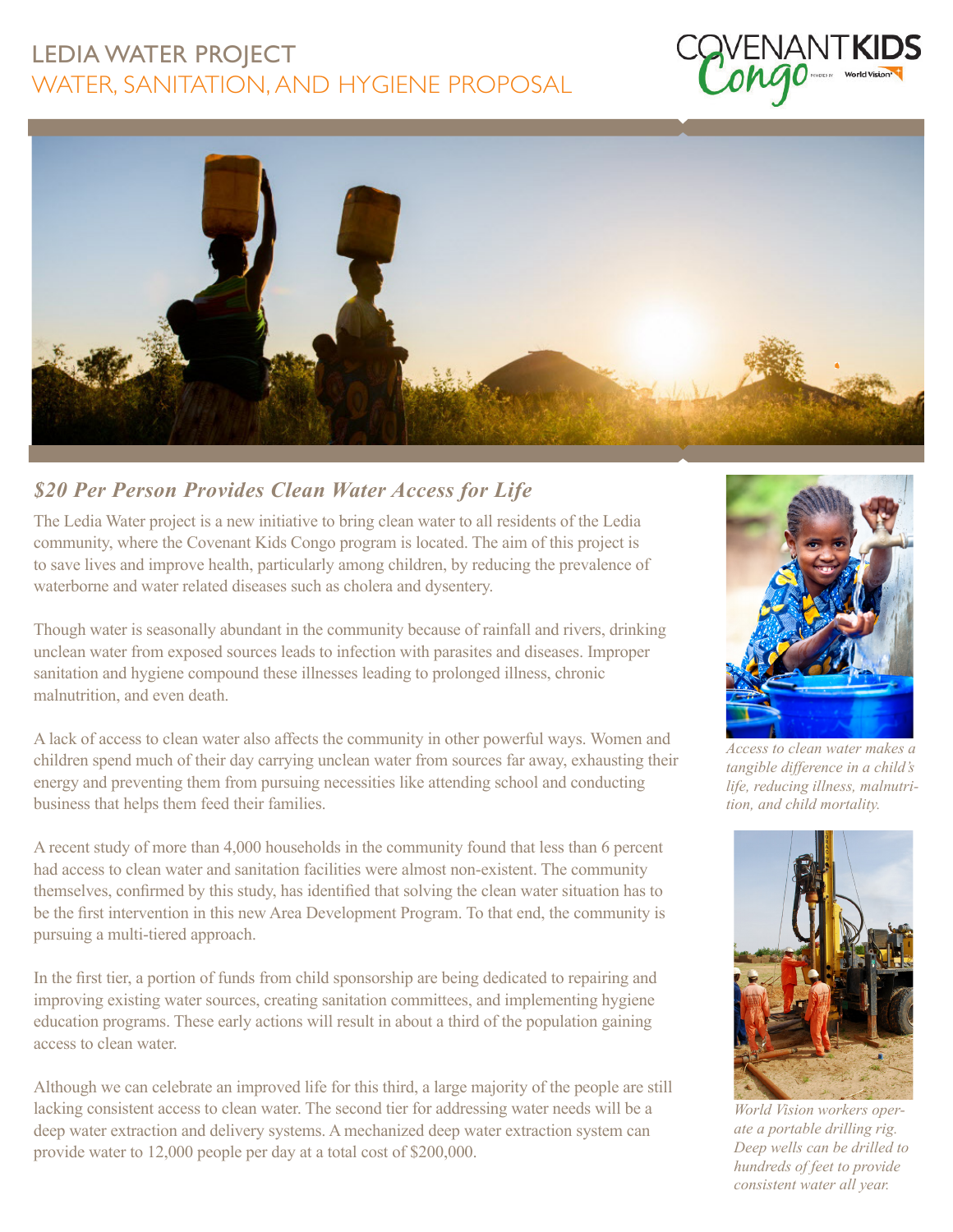# LEDIA WATER PROJECT

## WATER, SANITATION, AND HYGIENE PROPOSAL

### *$20 Per Person Provides Clean Water Access for Life*

The Ledia Water project is a new initiative to bring clean water to all residents of the Ledia community, where the Covenant Kids Congo program is located. The aim of this project is to save lives and improve health, particularly among children, by reducing the prevalence of waterborne and water related diseases such as cholera and dysentery.

Though water is seasonally abundant in the community because of rainfall and rivers, drinking unclean water from exposed sources leads to infection with parasites and diseases. Improper sanitation and hygiene compound these illnesses leading to prolonged illness, chronic malnutrition, and even death.

A lack of access to clean water also affects the community in other powerful ways. Women and children spend much of their day carrying unclean water from sources far away, exhausting their energy and preventing them from pursuing necessities like attending school and conducting business that helps them feed their families.

A recent study of more than 4,000 households in the community found that less than 6 percent had access to clean water and sanitation facilities were almost non-existent. The community themselves, confirmed by this study, has identified that solving the clean water situation has to be the first intervention in this new Area Development Program. To that end, the community is pursuing a multi-tiered approach.

In the first tier, a portion of funds from child sponsorship are being dedicated to repairing and improving existing water sources, creating sanitation committees, and implementing hygiene education programs. These early actions will result in about a third of the population gaining access to clean water.

Although we can celebrate an improved life for this third, a large majority of the people are still lacking consistent access to clean water. The second tier for addressing water needs will be a deep water extraction and delivery systems. A mechanized deep water extraction system can provide water to 12,000 people per day at a total cost of $200,000.

*Access to clean water makes a tangible difference in a child's life, reducing illness, malnutrition, and child mortality.*

*World Vision workers operate a portable drilling rig. Deep wells can be drilled to hundreds of feet to provide consistent water all year.*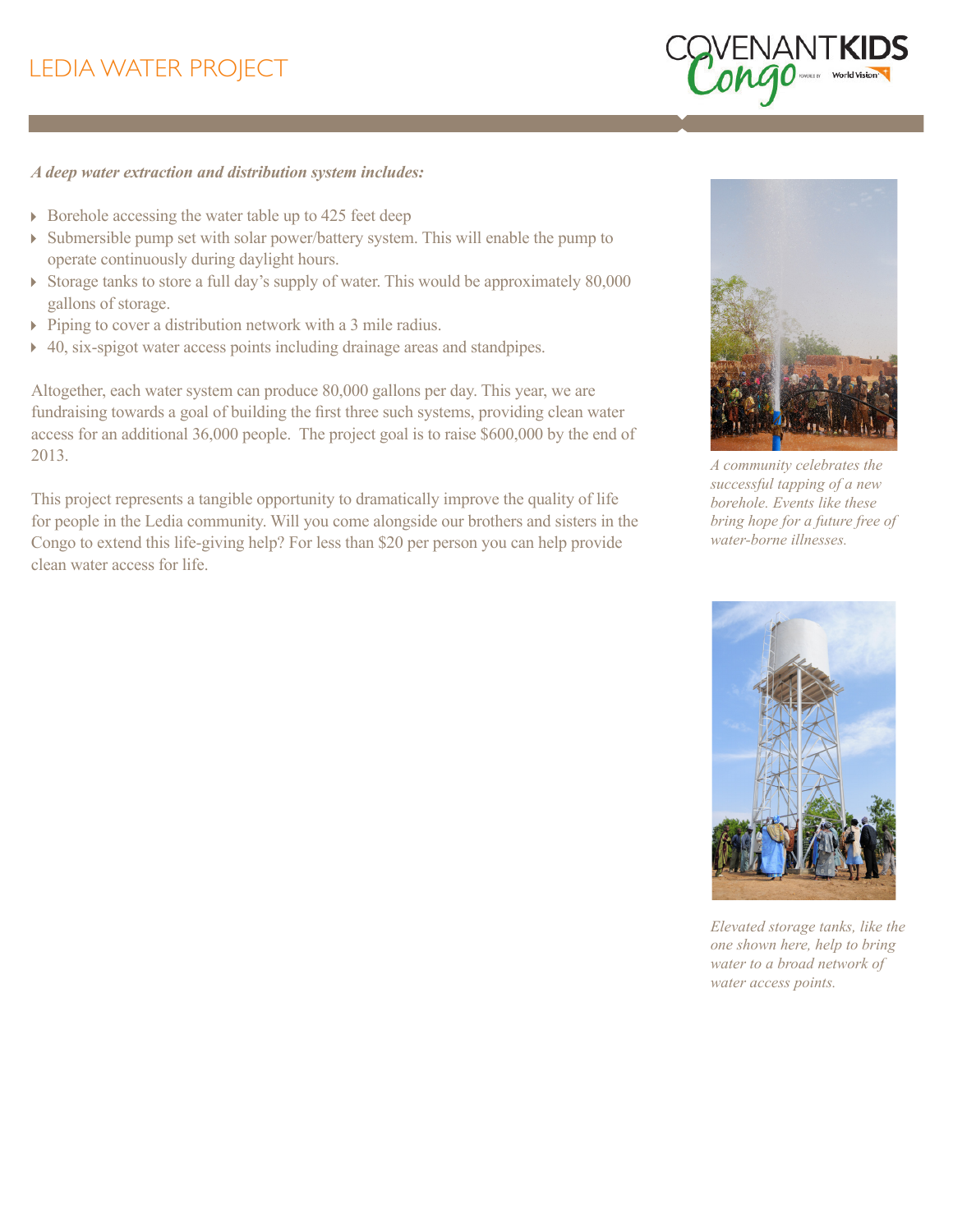# LEDIA WATER PROJECT

***A deep water extraction and distribution system includes:***

- Borehole accessing the water table up to 425 feet deep
- Submersible pump set with solar power/battery system. This will enable the pump to operate continuously during daylight hours.
- Storage tanks to store a full day's supply of water. This would be approximately 80,000 gallons of storage.
- Piping to cover a distribution network with a 3 mile radius.
- 40, six-spigot water access points including drainage areas and standpipes.

Altogether, each water system can produce 80,000 gallons per day. This year, we are fundraising towards a goal of building the first three such systems, providing clean water access for an additional 36,000 people.  The project goal is to raise $600,000 by the end of 2013.

This project represents a tangible opportunity to dramatically improve the quality of life for people in the Ledia community. Will you come alongside our brothers and sisters in the Congo to extend this life-giving help? For less than $20 per person you can help provide clean water access for life.

*A community celebrates the successful tapping of a new borehole. Events like these bring hope for a future free of water-borne illnesses.*

*Elevated storage tanks, like the one shown here, help to bring water to a broad network of water access points.*